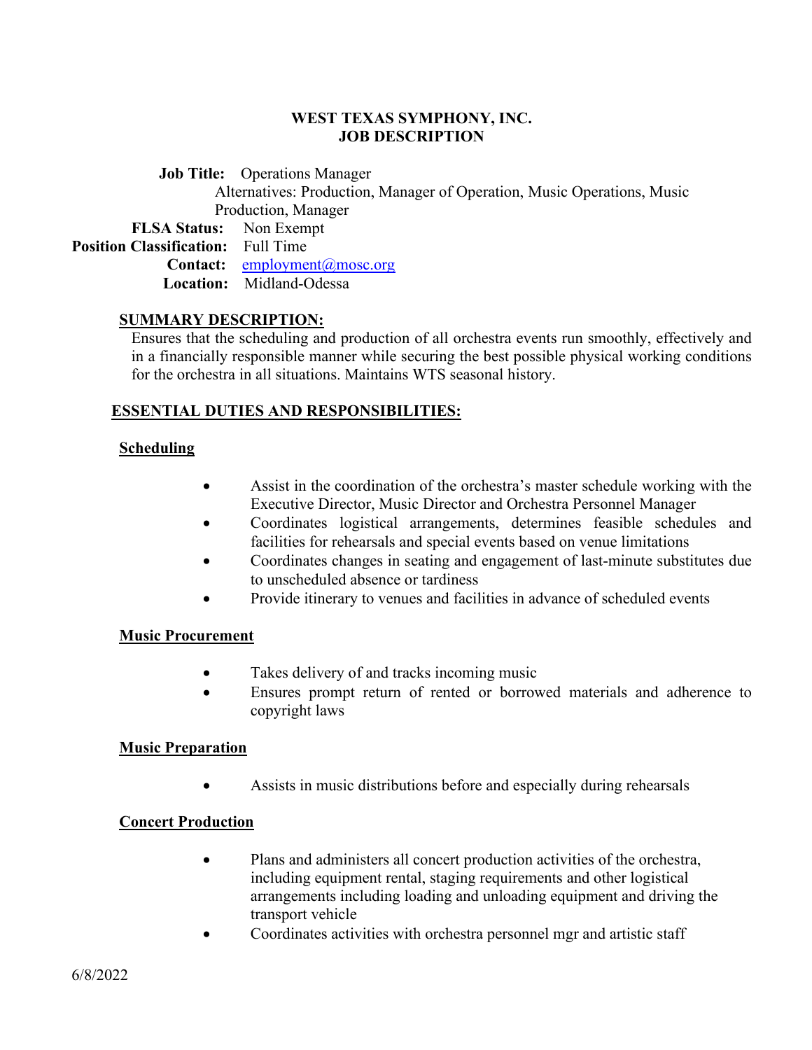# WEST TEXAS SYMPHONY, INC.
## JOB DESCRIPTION

**Job Title:** Operations Manager
Alternatives: Production, Manager of Operation, Music Operations, Music Production, Manager

**FLSA Status:** Non Exempt

**Position Classification:** Full Time

**Contact:** employment@mosc.org

**Location:** Midland-Odessa

### SUMMARY DESCRIPTION:

Ensures that the scheduling and production of all orchestra events run smoothly, effectively and in a financially responsible manner while securing the best possible physical working conditions for the orchestra in all situations. Maintains WTS seasonal history.

### ESSENTIAL DUTIES AND RESPONSIBILITIES:

#### Scheduling

- Assist in the coordination of the orchestra's master schedule working with the Executive Director, Music Director and Orchestra Personnel Manager
- Coordinates logistical arrangements, determines feasible schedules and facilities for rehearsals and special events based on venue limitations
- Coordinates changes in seating and engagement of last-minute substitutes due to unscheduled absence or tardiness
- Provide itinerary to venues and facilities in advance of scheduled events

#### Music Procurement

- Takes delivery of and tracks incoming music
- Ensures prompt return of rented or borrowed materials and adherence to copyright laws

#### Music Preparation

- Assists in music distributions before and especially during rehearsals

#### Concert Production

- Plans and administers all concert production activities of the orchestra, including equipment rental, staging requirements and other logistical arrangements including loading and unloading equipment and driving the transport vehicle
- Coordinates activities with orchestra personnel mgr and artistic staff

6/8/2022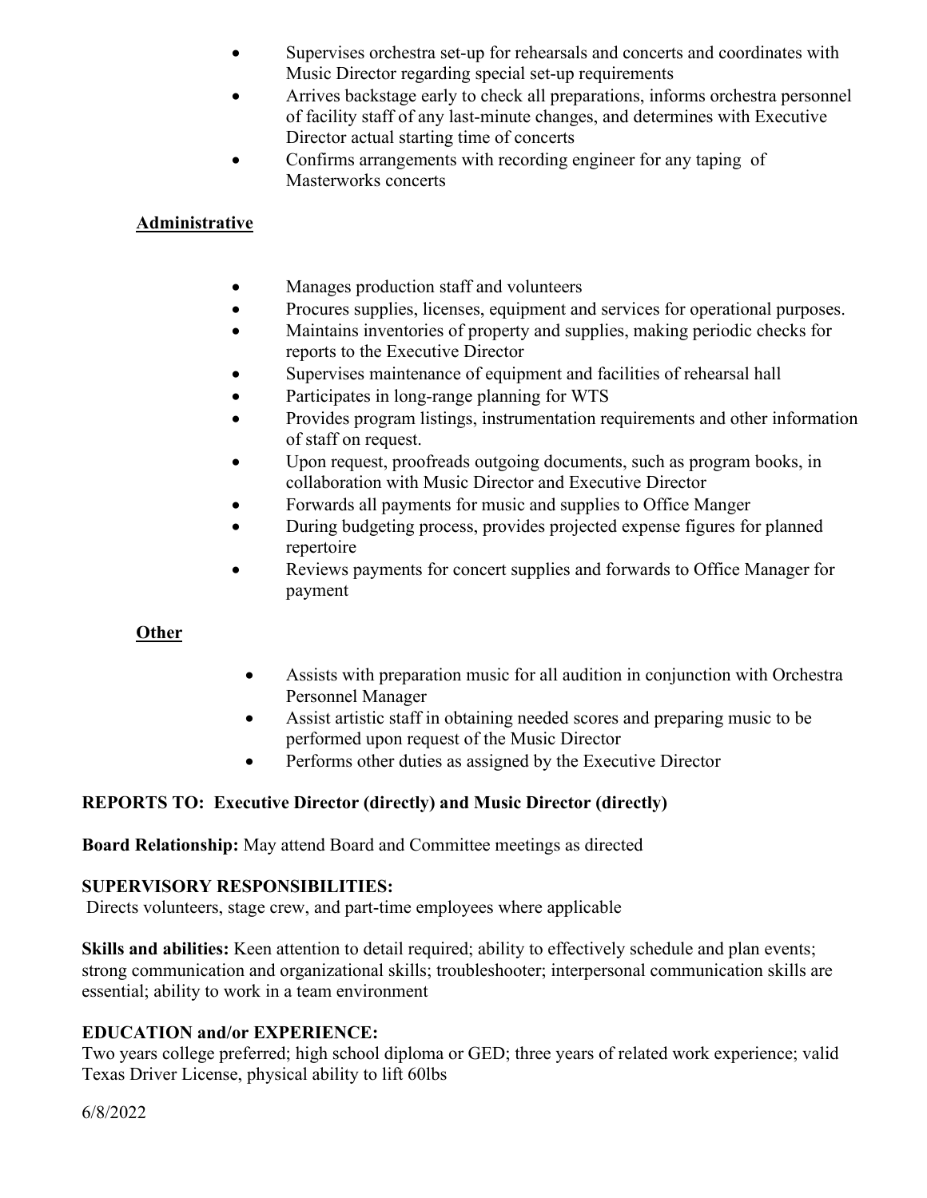- Supervises orchestra set-up for rehearsals and concerts and coordinates with Music Director regarding special set-up requirements
- Arrives backstage early to check all preparations, informs orchestra personnel of facility staff of any last-minute changes, and determines with Executive Director actual starting time of concerts
- Confirms arrangements with recording engineer for any taping of Masterworks concerts

**Administrative**

- Manages production staff and volunteers
- Procures supplies, licenses, equipment and services for operational purposes.
- Maintains inventories of property and supplies, making periodic checks for reports to the Executive Director
- Supervises maintenance of equipment and facilities of rehearsal hall
- Participates in long-range planning for WTS
- Provides program listings, instrumentation requirements and other information of staff on request.
- Upon request, proofreads outgoing documents, such as program books, in collaboration with Music Director and Executive Director
- Forwards all payments for music and supplies to Office Manger
- During budgeting process, provides projected expense figures for planned repertoire
- Reviews payments for concert supplies and forwards to Office Manager for payment

**Other**

- Assists with preparation music for all audition in conjunction with Orchestra Personnel Manager
- Assist artistic staff in obtaining needed scores and preparing music to be performed upon request of the Music Director
- Performs other duties as assigned by the Executive Director

**REPORTS TO: Executive Director (directly) and Music Director (directly)**

**Board Relationship:** May attend Board and Committee meetings as directed

**SUPERVISORY RESPONSIBILITIES:**
Directs volunteers, stage crew, and part-time employees where applicable

**Skills and abilities:** Keen attention to detail required; ability to effectively schedule and plan events; strong communication and organizational skills; troubleshooter; interpersonal communication skills are essential; ability to work in a team environment

**EDUCATION and/or EXPERIENCE:**
Two years college preferred; high school diploma or GED; three years of related work experience; valid Texas Driver License, physical ability to lift 60lbs

6/8/2022